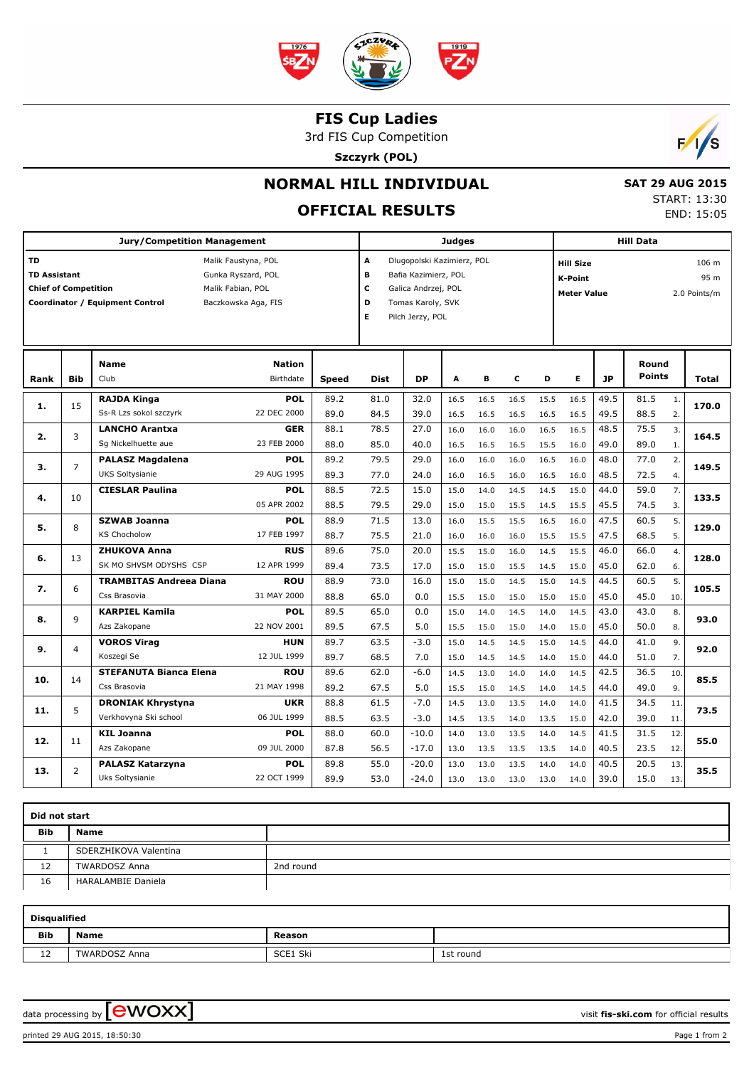# FIS Cup Ladies

3rd FIS Cup Competition

**Szczyrk (POL)**

## NORMAL HILL INDIVIDUAL

## OFFICIAL RESULTS

**SAT 29 AUG 2015**
START: 13:30
END: 15:05

| Jury/Competition Management | | Judges | | Hill Data | |
|---|---|---|---|---|---|
| **TD** | Malik Faustyna, POL | **A** | Dlugopolski Kazimierz, POL | **Hill Size** | 106 m |
| **TD Assistant** | Gunka Ryszard, POL | **B** | Bafia Kazimierz, POL | **K-Point** | 95 m |
| **Chief of Competition** | Malik Fabian, POL | **C** | Galica Andrzej, POL | **Meter Value** | 2.0 Points/m |
| **Coordinator / Equipment Control** | Baczkowska Aga, FIS | **D** | Tomas Karoly, SVK | | |
| | | **E** | Pilch Jerzy, POL | | |

| Rank | Bib | Name / Club | Nation / Birthdate | Speed | Dist | DP | A | B | C | D | E | JP | Round Points | | Total |
|---|---|---|---|---|---|---|---|---|---|---|---|---|---|---|---|
| **1.** | 15 | **RAJDA Kinga** | **POL** | 89.2 | 81.0 | 32.0 | 16.5 | 16.5 | 16.5 | 15.5 | 16.5 | 49.5 | 81.5 | 1. | **170.0** |
| | | Ss-R Lzs sokol szczyrk | 22 DEC 2000 | 89.0 | 84.5 | 39.0 | 16.5 | 16.5 | 16.5 | 16.5 | 16.5 | 49.5 | 88.5 | 2. | |
| **2.** | 3 | **LANCHO Arantxa** | **GER** | 88.1 | 78.5 | 27.0 | 16.0 | 16.0 | 16.0 | 16.5 | 16.5 | 48.5 | 75.5 | 3. | **164.5** |
| | | Sg Nickelhuette aue | 23 FEB 2000 | 88.0 | 85.0 | 40.0 | 16.5 | 16.5 | 16.5 | 15.5 | 16.0 | 49.0 | 89.0 | 1. | |
| **3.** | 7 | **PALASZ Magdalena** | **POL** | 89.2 | 79.5 | 29.0 | 16.0 | 16.0 | 16.0 | 16.5 | 16.0 | 48.0 | 77.0 | 2. | **149.5** |
| | | UKS Soltysianie | 29 AUG 1995 | 89.3 | 77.0 | 24.0 | 16.0 | 16.5 | 16.0 | 16.5 | 16.0 | 48.5 | 72.5 | 4. | |
| **4.** | 10 | **CIESLAR Paulina** | **POL** | 88.5 | 72.5 | 15.0 | 15.0 | 14.0 | 14.5 | 14.5 | 15.0 | 44.0 | 59.0 | 7. | **133.5** |
| | | | 05 APR 2002 | 88.5 | 79.5 | 29.0 | 15.0 | 15.0 | 15.5 | 14.5 | 15.5 | 45.5 | 74.5 | 3. | |
| **5.** | 8 | **SZWAB Joanna** | **POL** | 88.9 | 71.5 | 13.0 | 16.0 | 15.5 | 15.5 | 16.5 | 16.0 | 47.5 | 60.5 | 5. | **129.0** |
| | | KS Chocholow | 17 FEB 1997 | 88.7 | 75.5 | 21.0 | 16.0 | 16.0 | 16.0 | 15.5 | 15.5 | 47.5 | 68.5 | 5. | |
| **6.** | 13 | **ZHUKOVA Anna** | **RUS** | 89.6 | 75.0 | 20.0 | 15.5 | 15.0 | 16.0 | 14.5 | 15.5 | 46.0 | 66.0 | 4. | **128.0** |
| | | SK MO SHVSM ODYSHS CSP | 12 APR 1999 | 89.4 | 73.5 | 17.0 | 15.0 | 15.0 | 15.5 | 14.5 | 15.0 | 45.0 | 62.0 | 6. | |
| **7.** | 6 | **TRAMBITAS Andreea Diana** | **ROU** | 88.9 | 73.0 | 16.0 | 15.0 | 15.0 | 14.5 | 15.0 | 14.5 | 44.5 | 60.5 | 5. | **105.5** |
| | | Css Brasovia | 31 MAY 2000 | 88.8 | 65.0 | 0.0 | 15.5 | 15.0 | 15.0 | 15.0 | 15.0 | 45.0 | 45.0 | 10. | |
| **8.** | 9 | **KARPIEL Kamila** | **POL** | 89.5 | 65.0 | 0.0 | 15.0 | 14.0 | 14.5 | 14.0 | 14.5 | 43.0 | 43.0 | 8. | **93.0** |
| | | Azs Zakopane | 22 NOV 2001 | 89.5 | 67.5 | 5.0 | 15.5 | 15.0 | 15.0 | 14.0 | 15.0 | 45.0 | 50.0 | 8. | |
| **9.** | 4 | **VOROS Virag** | **HUN** | 89.7 | 63.5 | -3.0 | 15.0 | 14.5 | 14.5 | 15.0 | 14.5 | 44.0 | 41.0 | 9. | **92.0** |
| | | Koszegi Se | 12 JUL 1999 | 89.7 | 68.5 | 7.0 | 15.0 | 14.5 | 14.5 | 14.0 | 15.0 | 44.0 | 51.0 | 7. | |
| **10.** | 14 | **STEFANUTA Bianca Elena** | **ROU** | 89.6 | 62.0 | -6.0 | 14.5 | 13.0 | 14.0 | 14.0 | 14.5 | 42.5 | 36.5 | 10. | **85.5** |
| | | Css Brasovia | 21 MAY 1998 | 89.2 | 67.5 | 5.0 | 15.5 | 15.0 | 14.5 | 14.0 | 14.5 | 44.0 | 49.0 | 9. | |
| **11.** | 5 | **DRONIAK Khrystyna** | **UKR** | 88.8 | 61.5 | -7.0 | 14.5 | 13.0 | 13.5 | 14.0 | 14.0 | 41.5 | 34.5 | 11. | **73.5** |
| | | Verkhovyna Ski school | 06 JUL 1999 | 88.5 | 63.5 | -3.0 | 14.5 | 13.5 | 14.0 | 13.5 | 15.0 | 42.0 | 39.0 | 11. | |
| **12.** | 11 | **KIL Joanna** | **POL** | 88.0 | 60.0 | -10.0 | 14.0 | 13.0 | 13.5 | 14.0 | 14.5 | 41.5 | 31.5 | 12. | **55.0** |
| | | Azs Zakopane | 09 JUL 2000 | 87.8 | 56.5 | -17.0 | 13.0 | 13.5 | 13.5 | 13.5 | 14.0 | 40.5 | 23.5 | 12. | |
| **13.** | 2 | **PALASZ Katarzyna** | **POL** | 89.8 | 55.0 | -20.0 | 13.0 | 13.0 | 13.5 | 14.0 | 14.0 | 40.5 | 20.5 | 13. | **35.5** |
| | | Uks Soltysianie | 22 OCT 1999 | 89.9 | 53.0 | -24.0 | 13.0 | 13.0 | 13.0 | 13.0 | 14.0 | 39.0 | 15.0 | 13. | |

**Did not start**

| Bib | Name | |
|---|---|---|
| 1 | SDERZHIKOVA Valentina | |
| 12 | TWARDOSZ Anna | 2nd round |
| 16 | HARALAMBIE Daniela | |

**Disqualified**

| Bib | Name | Reason | |
|---|---|---|---|
| 12 | TWARDOSZ Anna | SCE1 Ski | 1st round |

data processing by ewoxx

visit fis-ski.com for official results

printed 29 AUG 2015, 18:50:30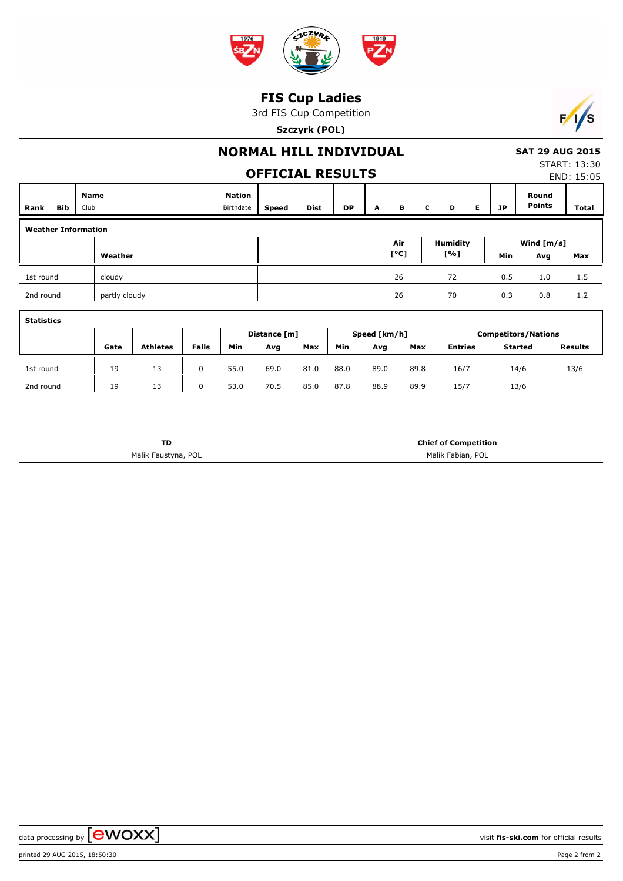# FIS Cup Ladies

3rd FIS Cup Competition

**Szczyrk (POL)**

## NORMAL HILL INDIVIDUAL

**SAT 29 AUG 2015**

START: 13:30

END: 15:05

## OFFICIAL RESULTS

| Rank | Bib | Name Club | Nation Birthdate | Speed | Dist | DP | A | B | C | D | E | JP | Round Points | Total |
|---|---|---|---|---|---|---|---|---|---|---|---|---|---|---|

### Weather Information

| | Weather | Air [°C] | Humidity [%] | Wind [m/s] Min | Avg | Max |
|---|---|---|---|---|---|---|
| 1st round | cloudy | 26 | 72 | 0.5 | 1.0 | 1.5 |
| 2nd round | partly cloudy | 26 | 70 | 0.3 | 0.8 | 1.2 |

### Statistics

| | Gate | Athletes | Falls | Distance [m] | | | Speed [km/h] | | | Competitors/Nations | | |
|---|---|---|---|---|---|---|---|---|---|---|---|---|
| | | | | Min | Avg | Max | Min | Avg | Max | Entries | Started | Results |
| 1st round | 19 | 13 | 0 | 55.0 | 69.0 | 81.0 | 88.0 | 89.0 | 89.8 | 16/7 | 14/6 | 13/6 |
| 2nd round | 19 | 13 | 0 | 53.0 | 70.5 | 85.0 | 87.8 | 88.9 | 89.9 | 15/7 | 13/6 | |

| TD | Chief of Competition |
|---|---|
| Malik Faustyna, POL | Malik Fabian, POL |

data processing by ewoxx

visit **fis-ski.com** for official results

printed 29 AUG 2015, 18:50:30